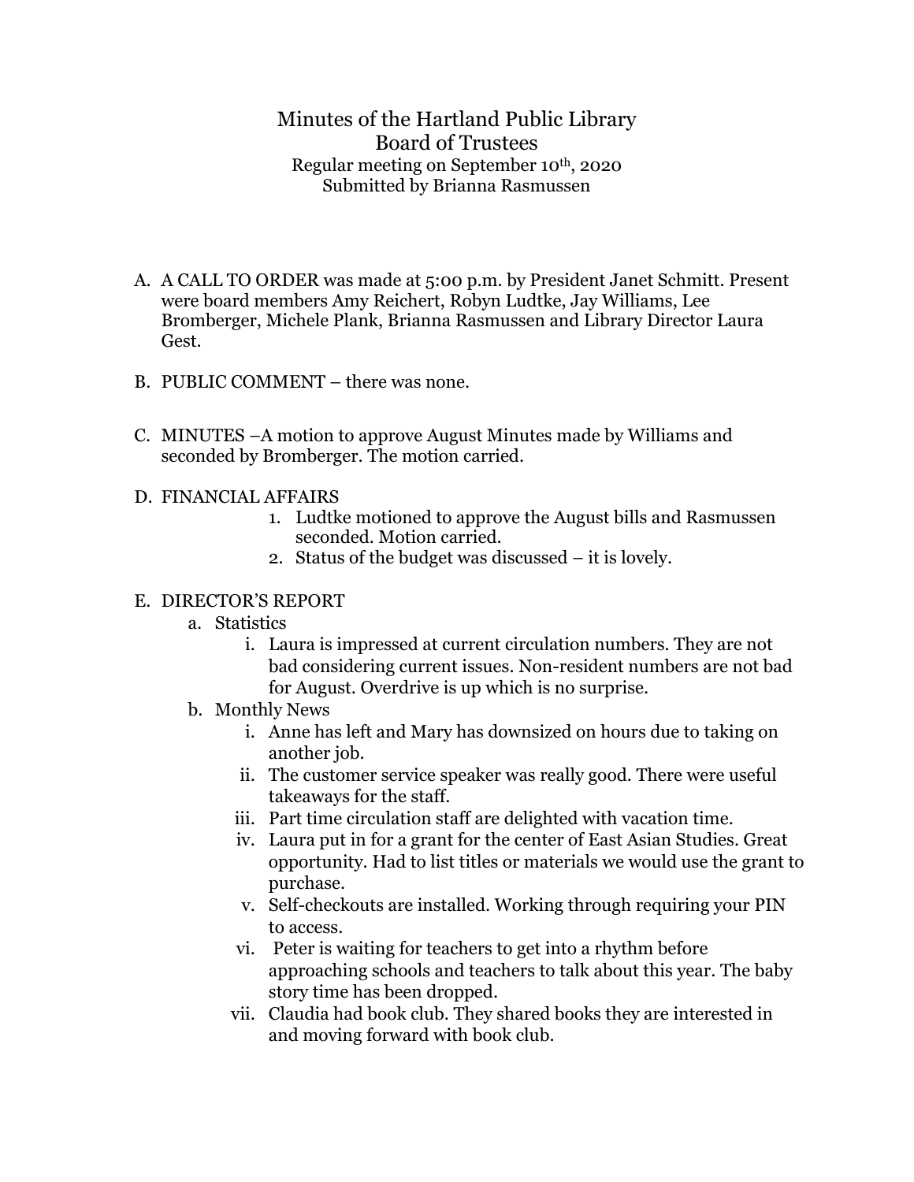# Minutes of the Hartland Public Library Board of Trustees

Regular meeting on September 10th, 2020

Submitted by Brianna Rasmussen

A. A CALL TO ORDER was made at 5:00 p.m. by President Janet Schmitt. Present were board members Amy Reichert, Robyn Ludtke, Jay Williams, Lee Bromberger, Michele Plank, Brianna Rasmussen and Library Director Laura Gest.

B. PUBLIC COMMENT – there was none.

C. MINUTES –A motion to approve August Minutes made by Williams and seconded by Bromberger. The motion carried.

D. FINANCIAL AFFAIRS
   1. Ludtke motioned to approve the August bills and Rasmussen seconded. Motion carried.
   2. Status of the budget was discussed – it is lovely.

E. DIRECTOR'S REPORT
   a. Statistics
      i. Laura is impressed at current circulation numbers. They are not bad considering current issues. Non-resident numbers are not bad for August. Overdrive is up which is no surprise.
   b. Monthly News
      i. Anne has left and Mary has downsized on hours due to taking on another job.
      ii. The customer service speaker was really good. There were useful takeaways for the staff.
      iii. Part time circulation staff are delighted with vacation time.
      iv. Laura put in for a grant for the center of East Asian Studies. Great opportunity. Had to list titles or materials we would use the grant to purchase.
      v. Self-checkouts are installed. Working through requiring your PIN to access.
      vi. Peter is waiting for teachers to get into a rhythm before approaching schools and teachers to talk about this year. The baby story time has been dropped.
      vii. Claudia had book club. They shared books they are interested in and moving forward with book club.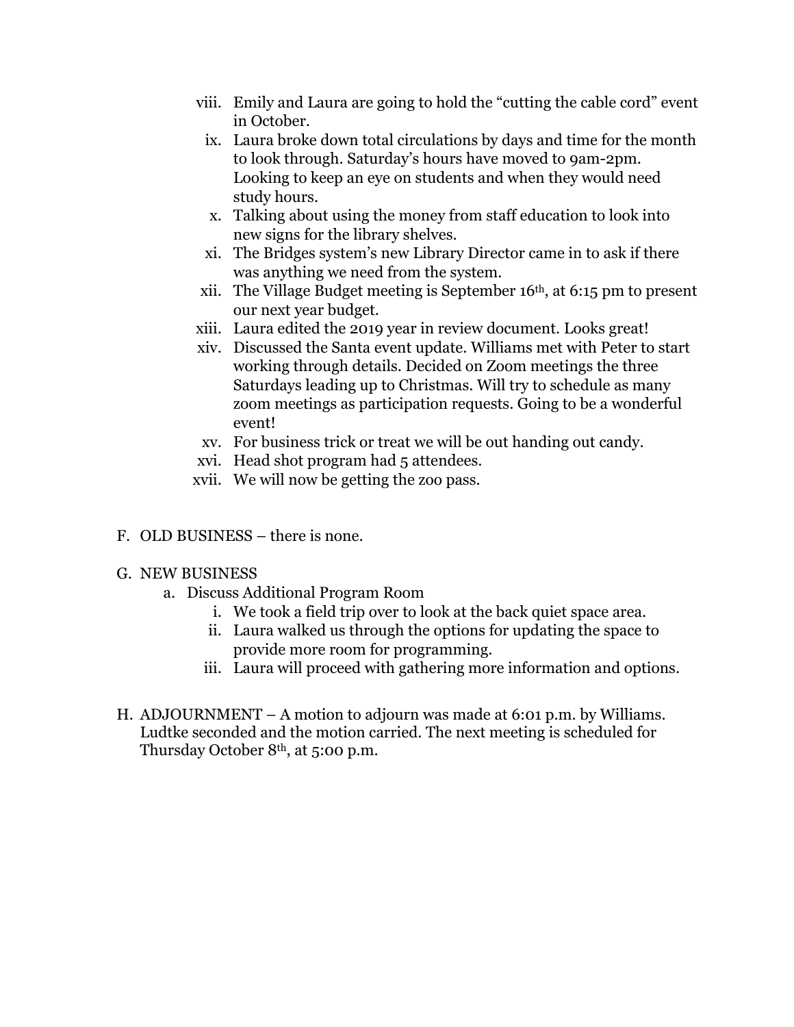viii. Emily and Laura are going to hold the "cutting the cable cord" event in October.

ix. Laura broke down total circulations by days and time for the month to look through. Saturday's hours have moved to 9am-2pm. Looking to keep an eye on students and when they would need study hours.

x. Talking about using the money from staff education to look into new signs for the library shelves.

xi. The Bridges system's new Library Director came in to ask if there was anything we need from the system.

xii. The Village Budget meeting is September 16th, at 6:15 pm to present our next year budget.

xiii. Laura edited the 2019 year in review document. Looks great!

xiv. Discussed the Santa event update. Williams met with Peter to start working through details. Decided on Zoom meetings the three Saturdays leading up to Christmas. Will try to schedule as many zoom meetings as participation requests. Going to be a wonderful event!

xv. For business trick or treat we will be out handing out candy.

xvi. Head shot program had 5 attendees.

xvii. We will now be getting the zoo pass.

F. OLD BUSINESS – there is none.

G. NEW BUSINESS

  a. Discuss Additional Program Room

    i. We took a field trip over to look at the back quiet space area.

    ii. Laura walked us through the options for updating the space to provide more room for programming.

    iii. Laura will proceed with gathering more information and options.

H. ADJOURNMENT – A motion to adjourn was made at 6:01 p.m. by Williams. Ludtke seconded and the motion carried. The next meeting is scheduled for Thursday October 8th, at 5:00 p.m.